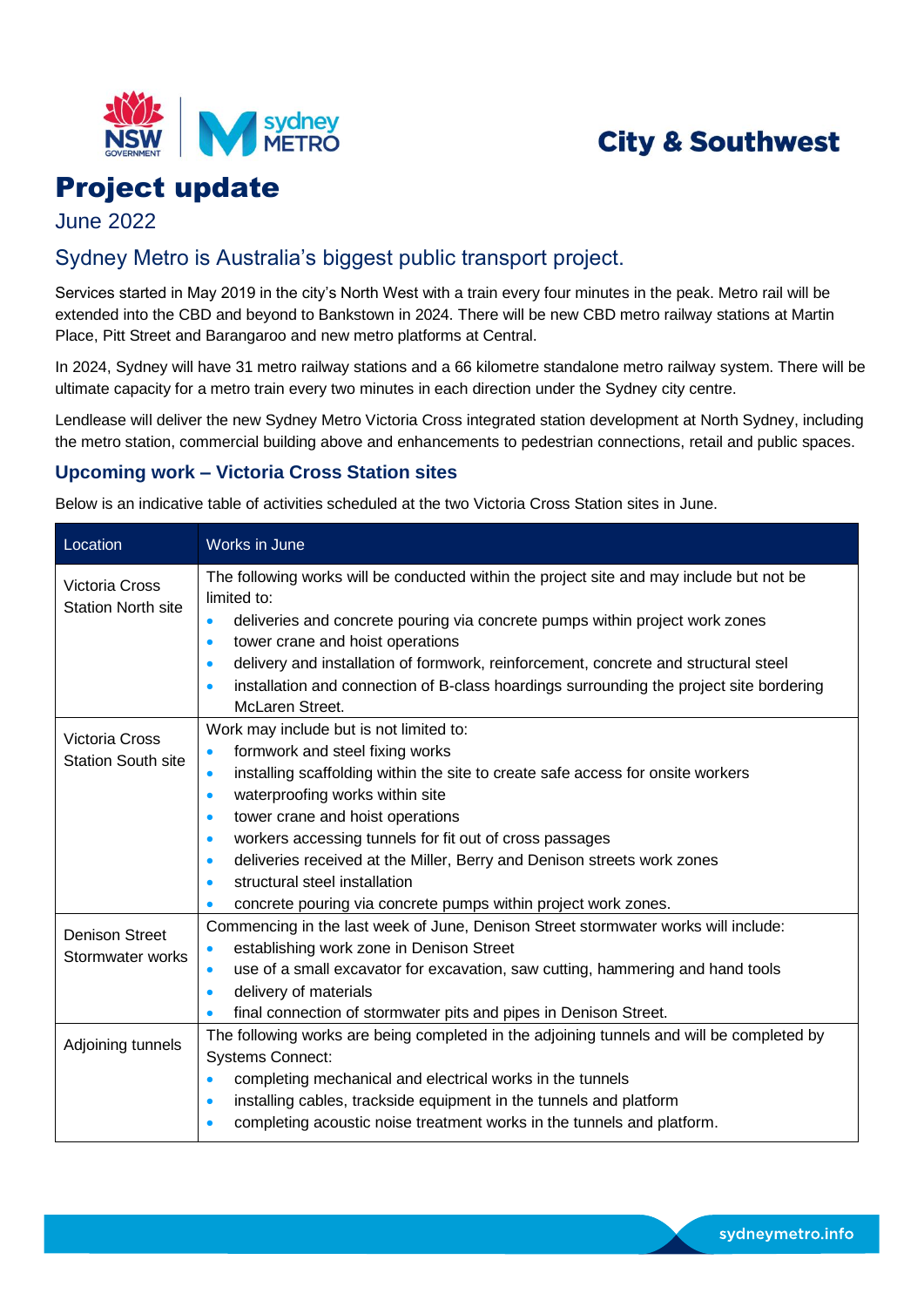City & Southwest

# Project update

June 2022

## Sydney Metro is Australia's biggest public transport project.

Services started in May 2019 in the city's North West with a train every four minutes in the peak. Metro rail will be extended into the CBD and beyond to Bankstown in 2024. There will be new CBD metro railway stations at Martin Place, Pitt Street and Barangaroo and new metro platforms at Central.

In 2024, Sydney will have 31 metro railway stations and a 66 kilometre standalone metro railway system. There will be ultimate capacity for a metro train every two minutes in each direction under the Sydney city centre.

Lendlease will deliver the new Sydney Metro Victoria Cross integrated station development at North Sydney, including the metro station, commercial building above and enhancements to pedestrian connections, retail and public spaces.

### Upcoming work – Victoria Cross Station sites

Below is an indicative table of activities scheduled at the two Victoria Cross Station sites in June.

| Location | Works in June |
|---|---|
| Victoria Cross Station North site | The following works will be conducted within the project site and may include but not be limited to:<br>• deliveries and concrete pouring via concrete pumps within project work zones<br>• tower crane and hoist operations<br>• delivery and installation of formwork, reinforcement, concrete and structural steel<br>• installation and connection of B-class hoardings surrounding the project site bordering McLaren Street. |
| Victoria Cross Station South site | Work may include but is not limited to:<br>• formwork and steel fixing works<br>• installing scaffolding within the site to create safe access for onsite workers<br>• waterproofing works within site<br>• tower crane and hoist operations<br>• workers accessing tunnels for fit out of cross passages<br>• deliveries received at the Miller, Berry and Denison streets work zones<br>• structural steel installation<br>• concrete pouring via concrete pumps within project work zones. |
| Denison Street Stormwater works | Commencing in the last week of June, Denison Street stormwater works will include:<br>• establishing work zone in Denison Street<br>• use of a small excavator for excavation, saw cutting, hammering and hand tools<br>• delivery of materials<br>• final connection of stormwater pits and pipes in Denison Street. |
| Adjoining tunnels | The following works are being completed in the adjoining tunnels and will be completed by Systems Connect:<br>• completing mechanical and electrical works in the tunnels<br>• installing cables, trackside equipment in the tunnels and platform<br>• completing acoustic noise treatment works in the tunnels and platform. |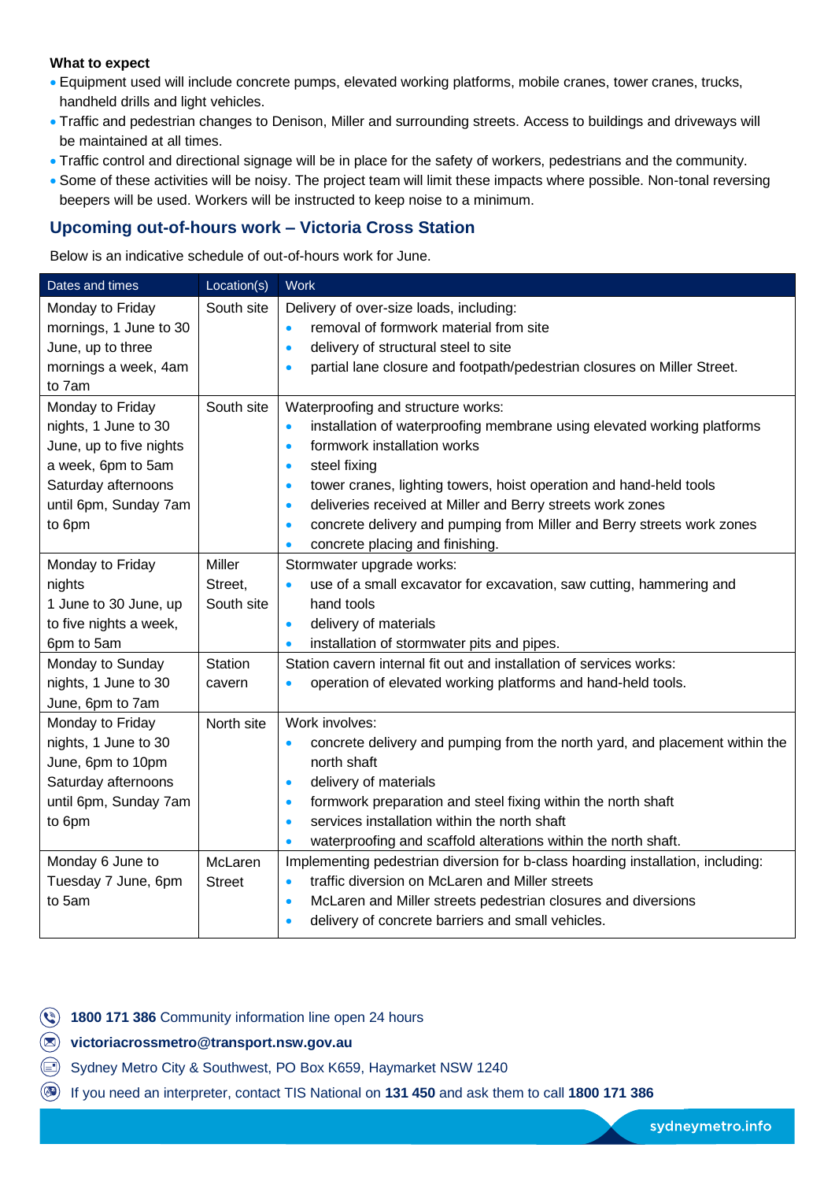**What to expect**

- Equipment used will include concrete pumps, elevated working platforms, mobile cranes, tower cranes, trucks, handheld drills and light vehicles.
- Traffic and pedestrian changes to Denison, Miller and surrounding streets. Access to buildings and driveways will be maintained at all times.
- Traffic control and directional signage will be in place for the safety of workers, pedestrians and the community.
- Some of these activities will be noisy. The project team will limit these impacts where possible. Non-tonal reversing beepers will be used. Workers will be instructed to keep noise to a minimum.

## Upcoming out-of-hours work – Victoria Cross Station

Below is an indicative schedule of out-of-hours work for June.

| Dates and times | Location(s) | Work |
|---|---|---|
| Monday to Friday mornings, 1 June to 30 June, up to three mornings a week, 4am to 7am | South site | Delivery of over-size loads, including:<br>• removal of formwork material from site<br>• delivery of structural steel to site<br>• partial lane closure and footpath/pedestrian closures on Miller Street. |
| Monday to Friday nights, 1 June to 30 June, up to five nights a week, 6pm to 5am<br>Saturday afternoons until 6pm, Sunday 7am to 6pm | South site | Waterproofing and structure works:<br>• installation of waterproofing membrane using elevated working platforms<br>• formwork installation works<br>• steel fixing<br>• tower cranes, lighting towers, hoist operation and hand-held tools<br>• deliveries received at Miller and Berry streets work zones<br>• concrete delivery and pumping from Miller and Berry streets work zones<br>• concrete placing and finishing. |
| Monday to Friday nights<br>1 June to 30 June, up to five nights a week, 6pm to 5am | Miller Street, South site | Stormwater upgrade works:<br>• use of a small excavator for excavation, saw cutting, hammering and hand tools<br>• delivery of materials<br>• installation of stormwater pits and pipes. |
| Monday to Sunday nights, 1 June to 30 June, 6pm to 7am | Station cavern | Station cavern internal fit out and installation of services works:<br>• operation of elevated working platforms and hand-held tools. |
| Monday to Friday nights, 1 June to 30 June, 6pm to 10pm<br>Saturday afternoons until 6pm, Sunday 7am to 6pm | North site | Work involves:<br>• concrete delivery and pumping from the north yard, and placement within the north shaft<br>• delivery of materials<br>• formwork preparation and steel fixing within the north shaft<br>• services installation within the north shaft<br>• waterproofing and scaffold alterations within the north shaft. |
| Monday 6 June to Tuesday 7 June, 6pm to 5am | McLaren Street | Implementing pedestrian diversion for b-class hoarding installation, including:<br>• traffic diversion on McLaren and Miller streets<br>• McLaren and Miller streets pedestrian closures and diversions<br>• delivery of concrete barriers and small vehicles. |

**1800 171 386** Community information line open 24 hours

**victoriacrossmetro@transport.nsw.gov.au**

Sydney Metro City & Southwest, PO Box K659, Haymarket NSW 1240

If you need an interpreter, contact TIS National on **131 450** and ask them to call **1800 171 386**

sydneymetro.info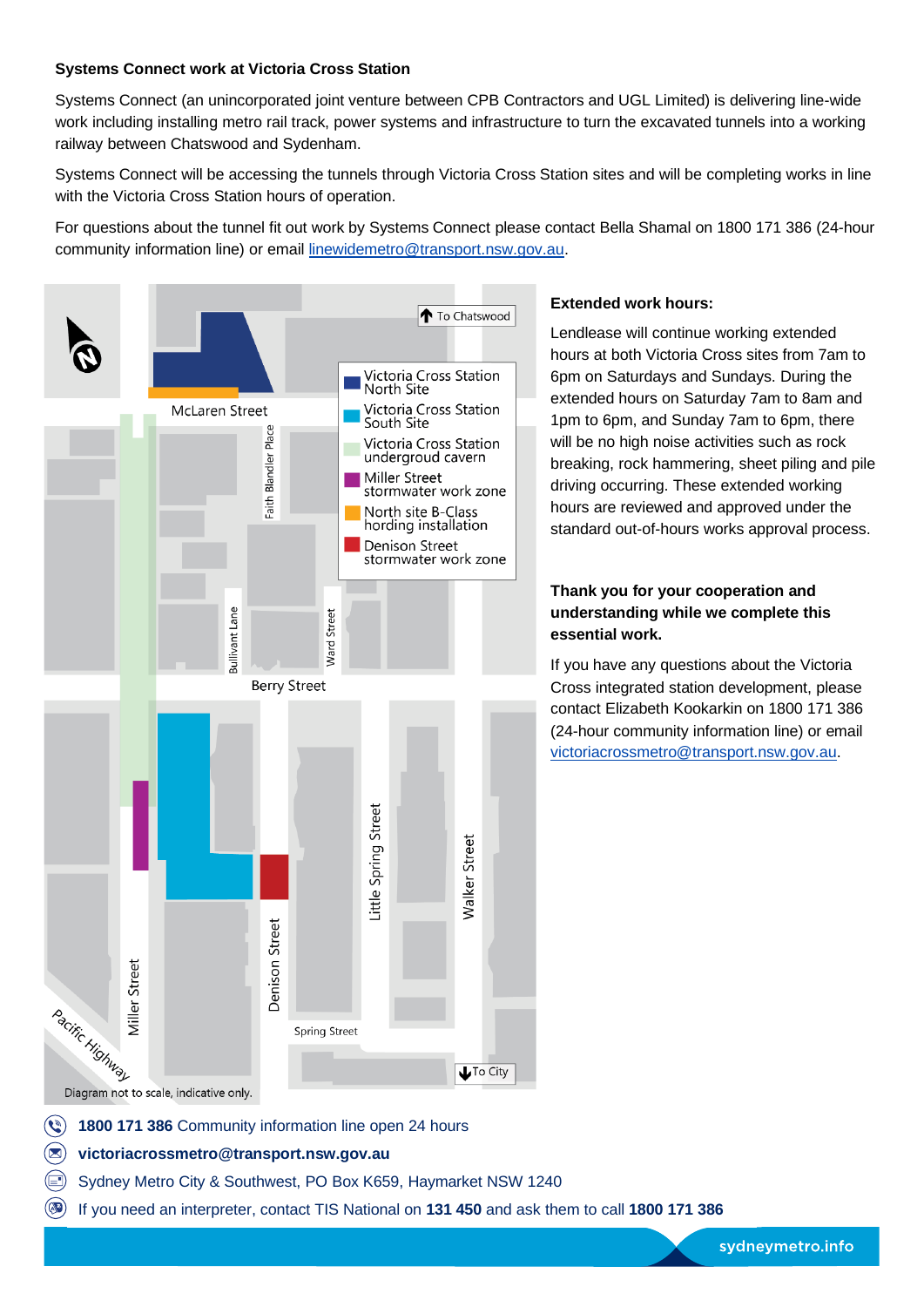**Systems Connect work at Victoria Cross Station**

Systems Connect (an unincorporated joint venture between CPB Contractors and UGL Limited) is delivering line-wide work including installing metro rail track, power systems and infrastructure to turn the excavated tunnels into a working railway between Chatswood and Sydenham.

Systems Connect will be accessing the tunnels through Victoria Cross Station sites and will be completing works in line with the Victoria Cross Station hours of operation.

For questions about the tunnel fit out work by Systems Connect please contact Bella Shamal on 1800 171 386 (24-hour community information line) or email linewidemetro@transport.nsw.gov.au.

To Chatswood

Victoria Cross Station North Site

Victoria Cross Station South Site

Victoria Cross Station undergroud cavern

Miller Street stormwater work zone

North site B-Class hording installation

Denison Street stormwater work zone

McLaren Street

Faith Bandler Place

Bullivant Lane

Ward Street

Berry Street

Little Spring Street

Walker Street

Denison Street

Miller Street

Pacific Highway

Spring Street

To City

Diagram not to scale, indicative only.

**Extended work hours:**

Lendlease will continue working extended hours at both Victoria Cross sites from 7am to 6pm on Saturdays and Sundays. During the extended hours on Saturday 7am to 8am and 1pm to 6pm, and Sunday 7am to 6pm, there will be no high noise activities such as rock breaking, rock hammering, sheet piling and pile driving occurring. These extended working hours are reviewed and approved under the standard out-of-hours works approval process.

**Thank you for your cooperation and understanding while we complete this essential work.**

If you have any questions about the Victoria Cross integrated station development, please contact Elizabeth Kookarkin on 1800 171 386 (24-hour community information line) or email victoriacrossmetro@transport.nsw.gov.au.

**1800 171 386** Community information line open 24 hours

**victoriacrossmetro@transport.nsw.gov.au**

Sydney Metro City & Southwest, PO Box K659, Haymarket NSW 1240

If you need an interpreter, contact TIS National on **131 450** and ask them to call **1800 171 386**

sydneymetro.info